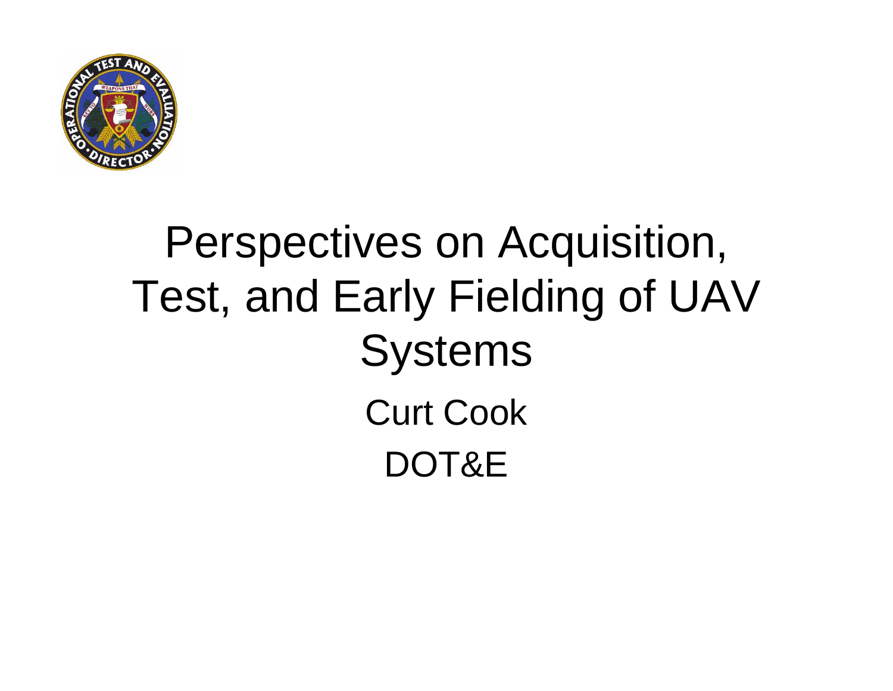# Perspectives on Acquisition, Test, and Early Fielding of UAV Systems

Curt Cook

DOT&E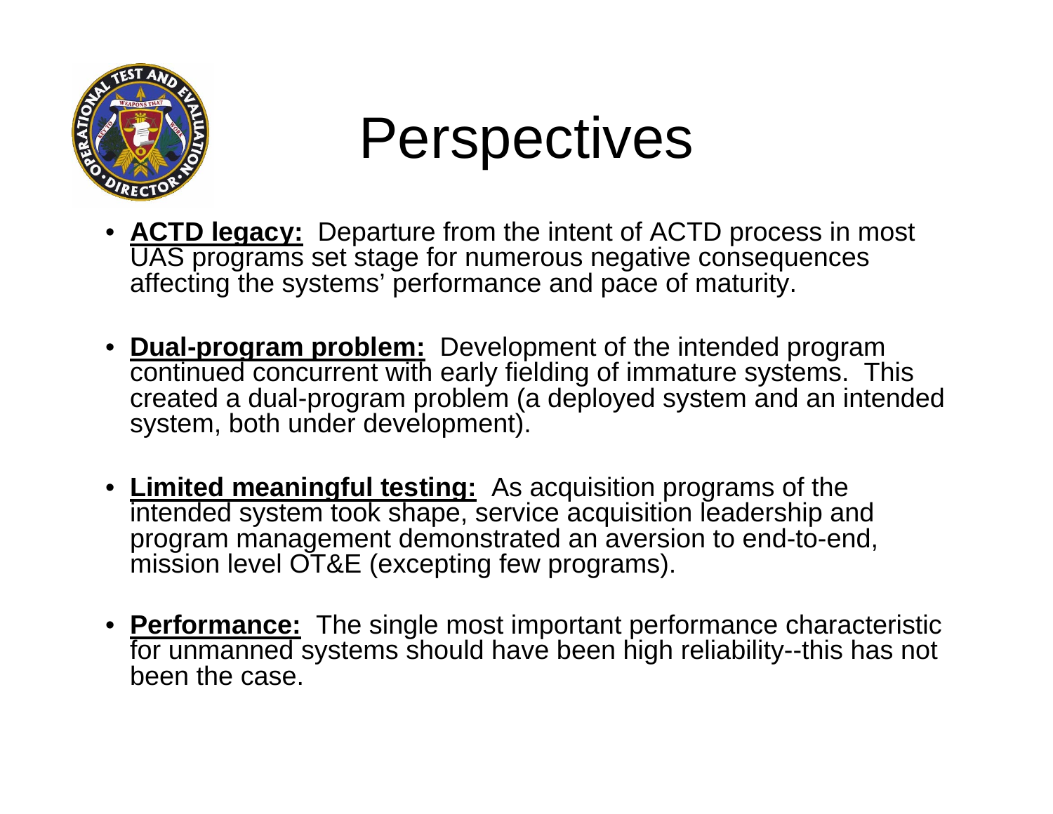# Perspectives

- **ACTD legacy:** Departure from the intent of ACTD process in most UAS programs set stage for numerous negative consequences affecting the systems' performance and pace of maturity.
- **Dual-program problem:** Development of the intended program continued concurrent with early fielding of immature systems. This created a dual-program problem (a deployed system and an intended system, both under development).
- **Limited meaningful testing:** As acquisition programs of the intended system took shape, service acquisition leadership and program management demonstrated an aversion to end-to-end, mission level OT&E (excepting few programs).
- **Performance:** The single most important performance characteristic for unmanned systems should have been high reliability--this has not been the case.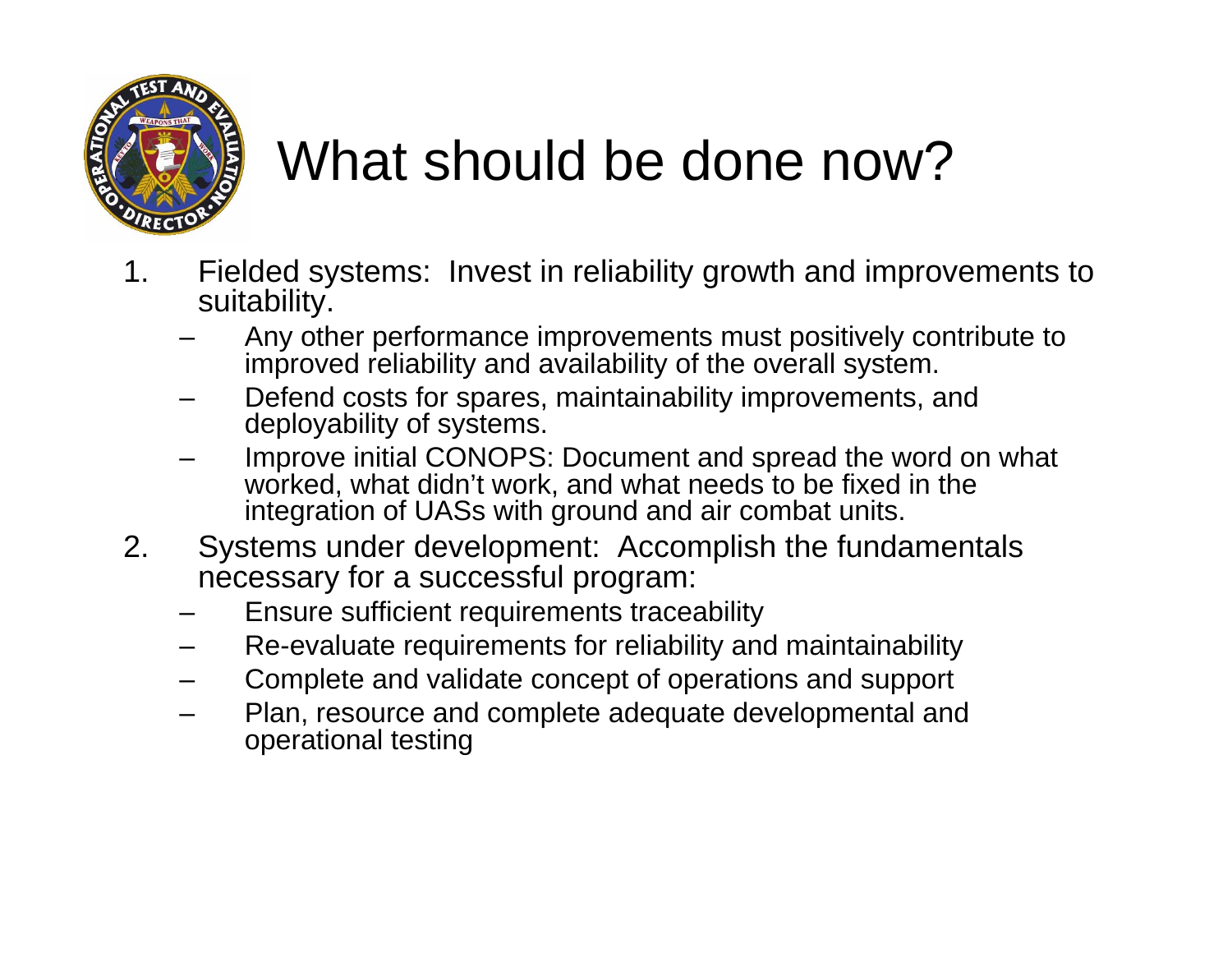# What should be done now?

1. Fielded systems: Invest in reliability growth and improvements to suitability.
   - Any other performance improvements must positively contribute to improved reliability and availability of the overall system.
   - Defend costs for spares, maintainability improvements, and deployability of systems.
   - Improve initial CONOPS: Document and spread the word on what worked, what didn't work, and what needs to be fixed in the integration of UASs with ground and air combat units.
2. Systems under development: Accomplish the fundamentals necessary for a successful program:
   - Ensure sufficient requirements traceability
   - Re-evaluate requirements for reliability and maintainability
   - Complete and validate concept of operations and support
   - Plan, resource and complete adequate developmental and operational testing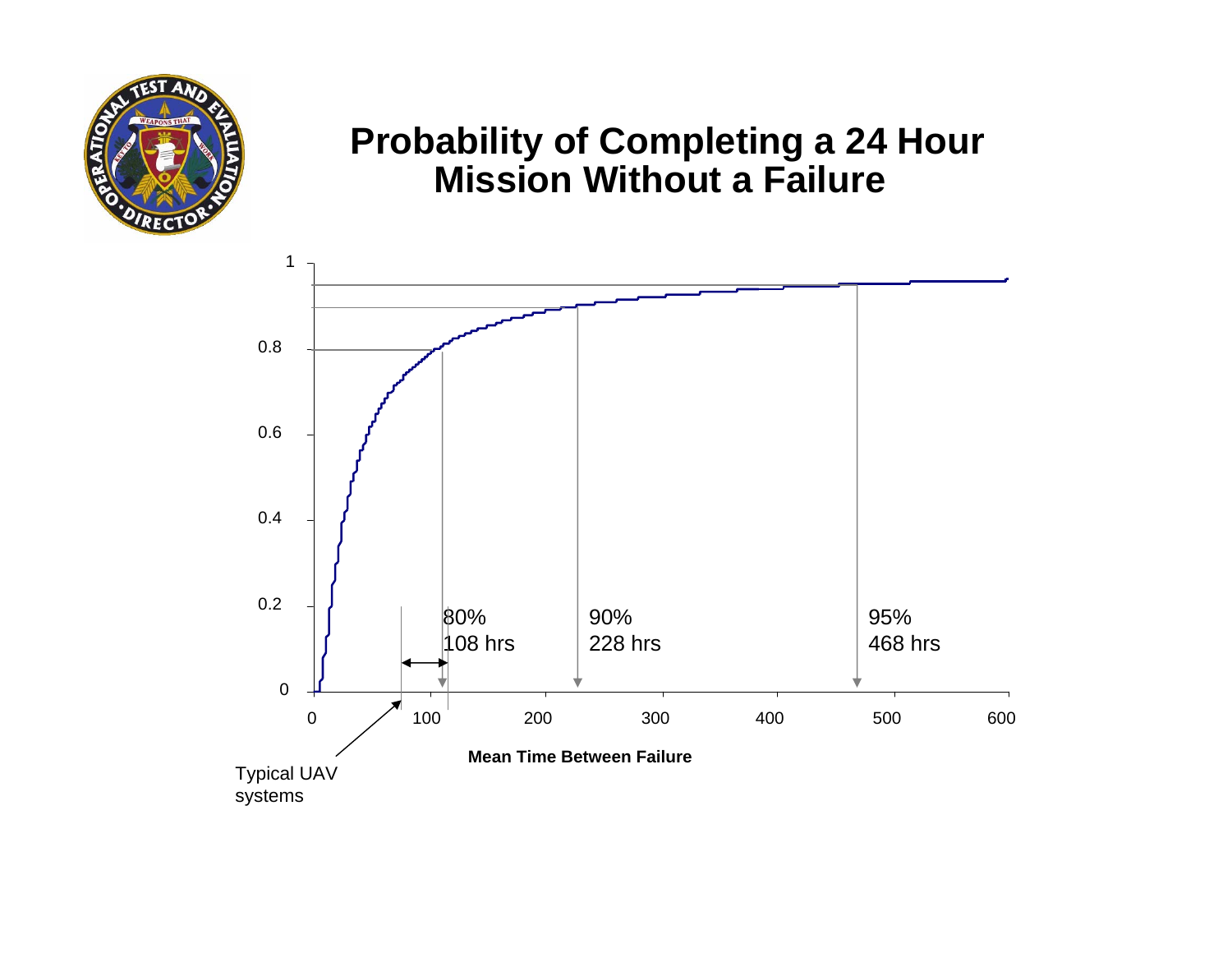# Probability of Completing a 24 Hour Mission Without a Failure

1

0.8

0.6

0.4

0.2

0

0 100 200 300 400 500 600

80%
108 hrs

90%
228 hrs

95%
468 hrs

Mean Time Between Failure

Typical UAV systems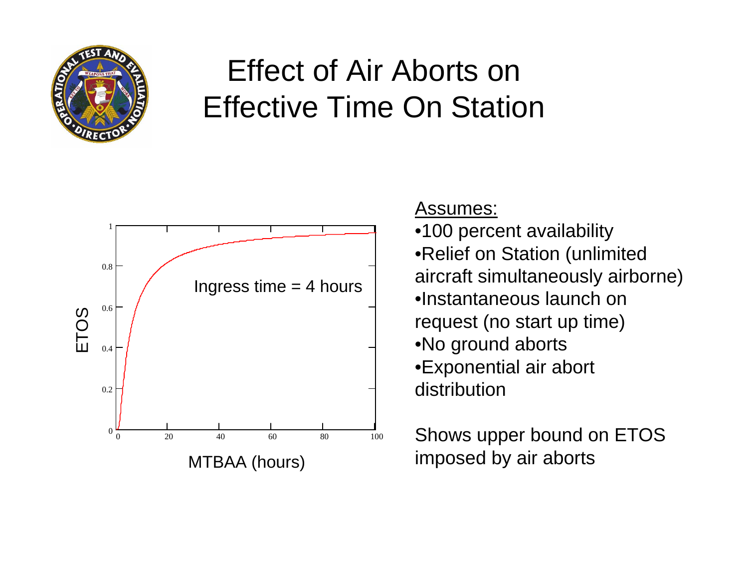# Effect of Air Aborts on Effective Time On Station

1

0.8

0.6

0.4

0.2

0

0 20 40 60 80 100

ETOS

MTBAA (hours)

Ingress time = 4 hours

Assumes:

- 100 percent availability
- Relief on Station (unlimited aircraft simultaneously airborne)
- Instantaneous launch on request (no start up time)
- No ground aborts
- Exponential air abort distribution

Shows upper bound on ETOS imposed by air aborts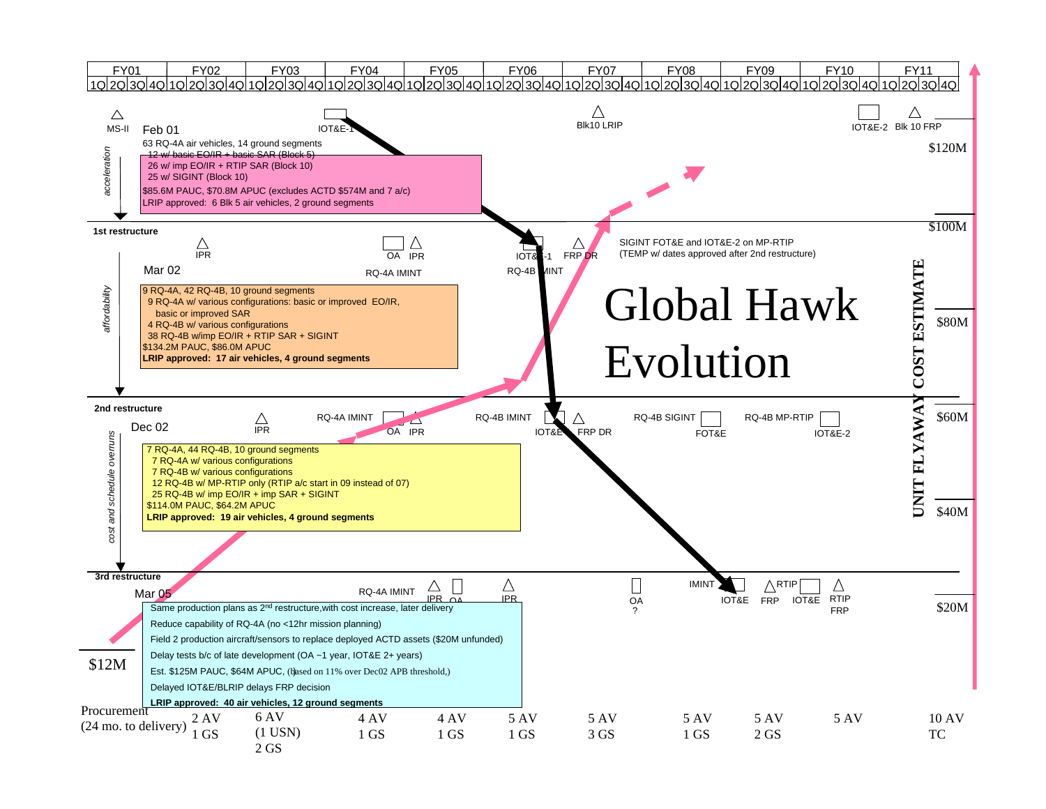# Global Hawk Evolution

FY01 FY02 FY03 FY04 FY05 FY06 FY07 FY08 FY09 FY10 FY11

1Q 2Q 3Q 4Q (each fiscal year)

MS-II

IOT&E-1

Blk10 LRIP

IOT&E-2 Blk 10 FRP

*acceleration*

Feb 01

63 RQ-4A air vehicles, 14 ground segments
12 w/ basic EO/IR + basic SAR (Block 5)
26 w/ imp EO/IR + RTIP SAR (Block 10)
25 w/ SIGINT (Block 10)
$85.6M PAUC, $70.8M APUC (excludes ACTD $574M and 7 a/c)
LRIP approved: 6 Blk 5 air vehicles, 2 ground segments

**1st restructure**

IPR

OA IPR

RQ-4A IMINT

IOT&E-1 FRP DR

RQ-4B IMINT

SIGINT FOT&E and IOT&E-2 on MP-RTIP
(TEMP w/ dates approved after 2nd restructure)

*affordability*

Mar 02

9 RQ-4A, 42 RQ-4B, 10 ground segments
9 RQ-4A w/ various configurations: basic or improved EO/IR, basic or improved SAR
4 RQ-4B w/ various configurations
38 RQ-4B w/imp EO/IR + RTIP SAR + SIGINT
$134.2M PAUC, $86.0M APUC
**LRIP approved: 17 air vehicles, 4 ground segments**

**2nd restructure**

IPR

RQ-4A IMINT OA IPR

RQ-4B IMINT IOT&E FRP DR

RQ-4B SIGINT FOT&E

RQ-4B MP-RTIP IOT&E-2

*cost and schedule overruns*

Dec 02

7 RQ-4A, 44 RQ-4B, 10 ground segments
7 RQ-4A w/ various configurations
7 RQ-4B w/ various configurations
12 RQ-4B w/ MP-RTIP only (RTIP a/c start in 09 instead of 07)
25 RQ-4B w/ imp EO/IR + imp SAR + SIGINT
$114.0M PAUC, $64.2M APUC
**LRIP approved: 19 air vehicles, 4 ground segments**

**3rd restructure**

Mar 05

RQ-4A IMINT IPR OA

IPR

OA ?

IMINT IOT&E FRP

RTIP IOT&E

RTIP FRP

Same production plans as 2nd restructure, with cost increase, later delivery
Reduce capability of RQ-4A (no <12hr mission planning)
Field 2 production aircraft/sensors to replace deployed ACTD assets ($20M unfunded)
Delay tests b/c of late development (OA ~1 year, IOT&E 2+ years)
Est. $125M PAUC, $64M APUC, (based on 11% over Dec02 APB threshold,)
Delayed IOT&E/BLRIP delays FRP decision
**LRIP approved: 40 air vehicles, 12 ground segments**

UNIT FLYAWAY COST ESTIMATE

$120M
$100M
$80M
$60M
$40M
$20M
$12M

Procurement (24 mo. to delivery)

2 AV 1 GS
6 AV (1 USN) 2 GS
4 AV 1 GS
4 AV 1 GS
5 AV 1 GS
5 AV 3 GS
5 AV 1 GS
5 AV 2 GS
5 AV
10 AV TC